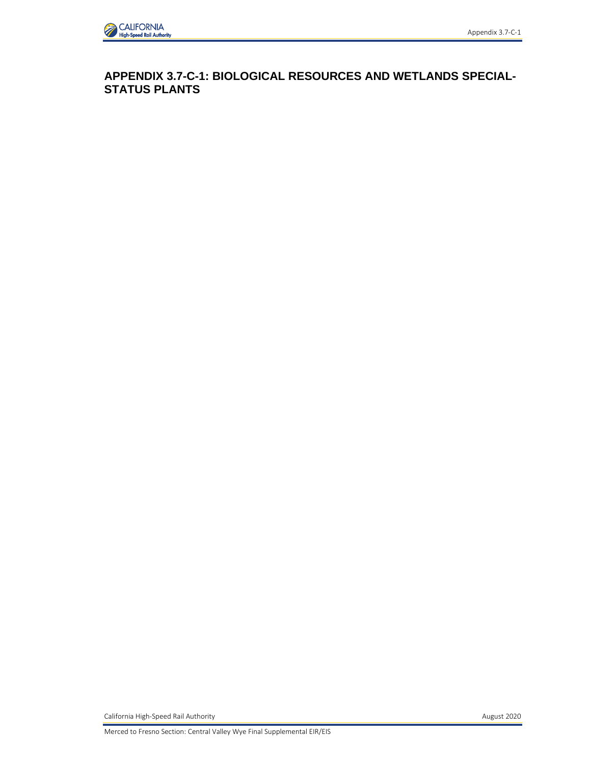# APPENDIX 3.7-C-1: BIOLOGICAL RESOURCES AND WETLANDS SPECIAL-STATUS PLANTS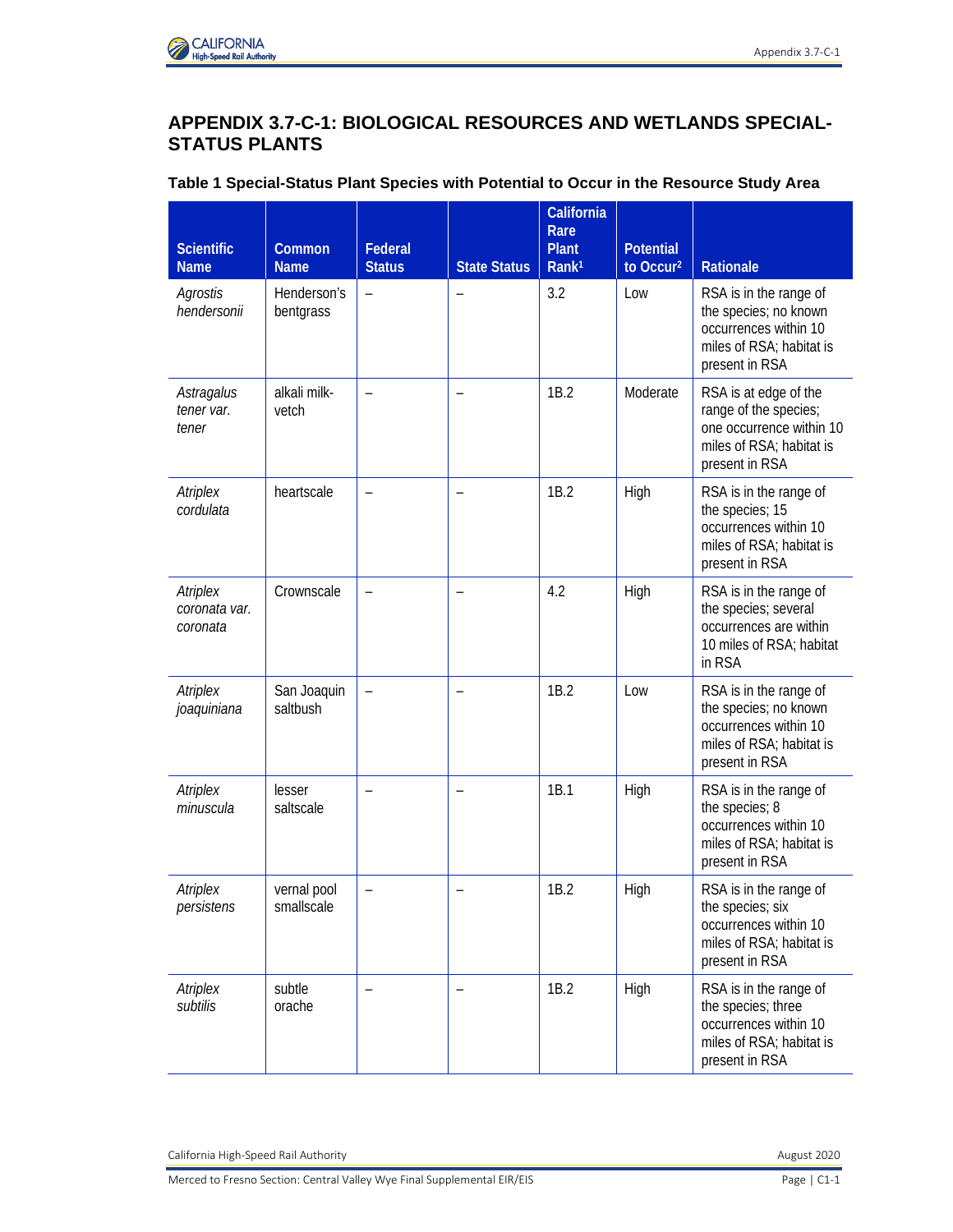## APPENDIX 3.7-C-1: BIOLOGICAL RESOURCES AND WETLANDS SPECIAL-STATUS PLANTS

### Table 1 Special-Status Plant Species with Potential to Occur in the Resource Study Area

| Scientific Name | Common Name | Federal Status | State Status | California Rare Plant Rank[1] | Potential to Occur[2] | Rationale |
|---|---|---|---|---|---|---|
| *Agrostis hendersonii* | Henderson's bentgrass | – | – | 3.2 | Low | RSA is in the range of the species; no known occurrences within 10 miles of RSA; habitat is present in RSA |
| *Astragalus tener var. tener* | alkali milk-vetch | – | – | 1B.2 | Moderate | RSA is at edge of the range of the species; one occurrence within 10 miles of RSA; habitat is present in RSA |
| *Atriplex cordulata* | heartscale | – | – | 1B.2 | High | RSA is in the range of the species; 15 occurrences within 10 miles of RSA; habitat is present in RSA |
| *Atriplex coronata var. coronata* | Crownscale | – | – | 4.2 | High | RSA is in the range of the species; several occurrences are within 10 miles of RSA; habitat in RSA |
| *Atriplex joaquiniana* | San Joaquin saltbush | – | – | 1B.2 | Low | RSA is in the range of the species; no known occurrences within 10 miles of RSA; habitat is present in RSA |
| *Atriplex minuscula* | lesser saltscale | – | – | 1B.1 | High | RSA is in the range of the species; 8 occurrences within 10 miles of RSA; habitat is present in RSA |
| *Atriplex persistens* | vernal pool smallscale | – | – | 1B.2 | High | RSA is in the range of the species; six occurrences within 10 miles of RSA; habitat is present in RSA |
| *Atriplex subtilis* | subtle orache | – | – | 1B.2 | High | RSA is in the range of the species; three occurrences within 10 miles of RSA; habitat is present in RSA |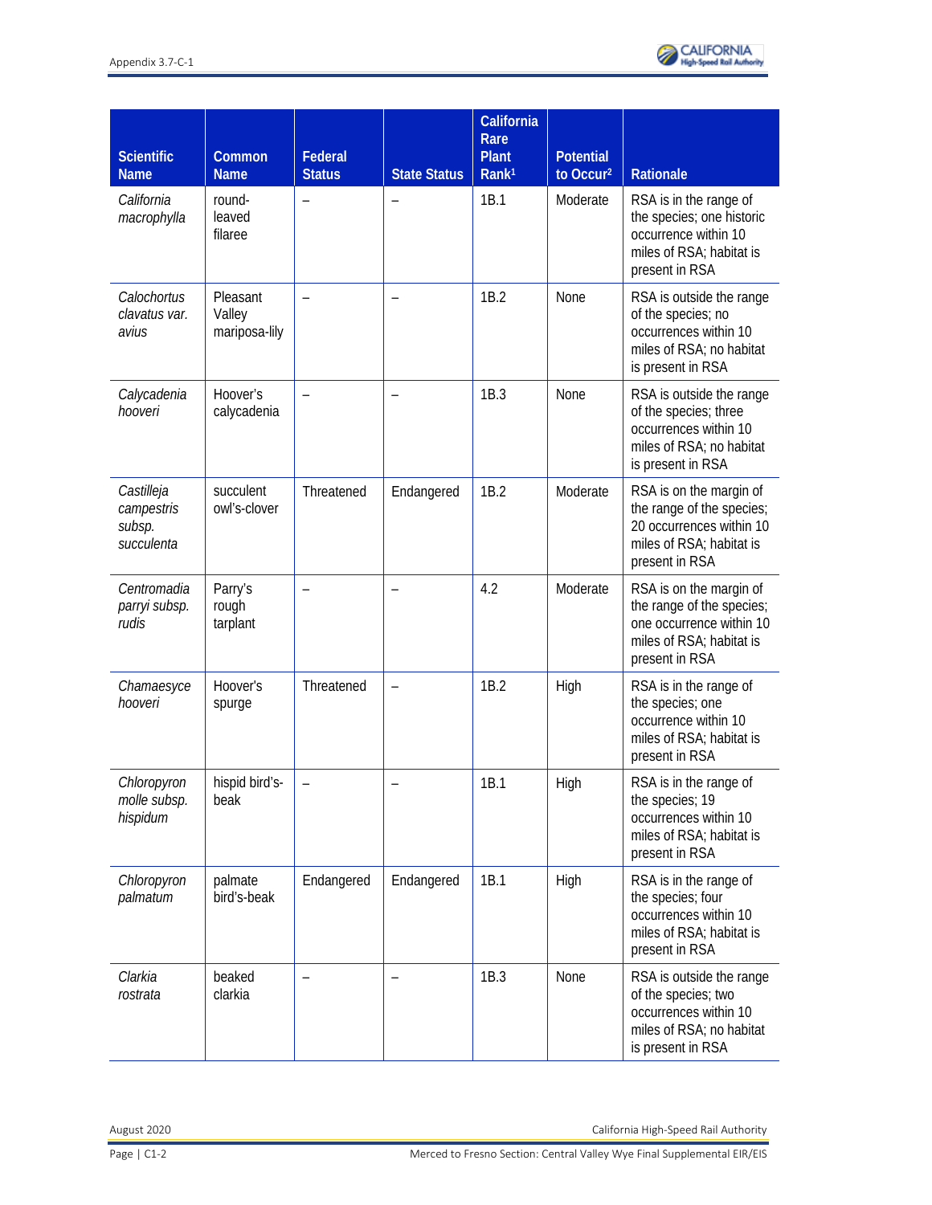| Scientific Name | Common Name | Federal Status | State Status | California Rare Plant Rank[1] | Potential to Occur[2] | Rationale |
|---|---|---|---|---|---|---|
| *California macrophylla* | round-leaved filaree | – | – | 1B.1 | Moderate | RSA is in the range of the species; one historic occurrence within 10 miles of RSA; habitat is present in RSA |
| *Calochortus clavatus var. avius* | Pleasant Valley mariposa-lily | – | – | 1B.2 | None | RSA is outside the range of the species; no occurrences within 10 miles of RSA; no habitat is present in RSA |
| *Calycadenia hooveri* | Hoover's calycadenia | – | – | 1B.3 | None | RSA is outside the range of the species; three occurrences within 10 miles of RSA; no habitat is present in RSA |
| *Castilleja campestris subsp. succulenta* | succulent owl's-clover | Threatened | Endangered | 1B.2 | Moderate | RSA is on the margin of the range of the species; 20 occurrences within 10 miles of RSA; habitat is present in RSA |
| *Centromadia parryi subsp. rudis* | Parry's rough tarplant | – | – | 4.2 | Moderate | RSA is on the margin of the range of the species; one occurrence within 10 miles of RSA; habitat is present in RSA |
| *Chamaesyce hooveri* | Hoover's spurge | Threatened | – | 1B.2 | High | RSA is in the range of the species; one occurrence within 10 miles of RSA; habitat is present in RSA |
| *Chloropyron molle subsp. hispidum* | hispid bird's-beak | – | – | 1B.1 | High | RSA is in the range of the species; 19 occurrences within 10 miles of RSA; habitat is present in RSA |
| *Chloropyron palmatum* | palmate bird's-beak | Endangered | Endangered | 1B.1 | High | RSA is in the range of the species; four occurrences within 10 miles of RSA; habitat is present in RSA |
| *Clarkia rostrata* | beaked clarkia | – | – | 1B.3 | None | RSA is outside the range of the species; two occurrences within 10 miles of RSA; no habitat is present in RSA |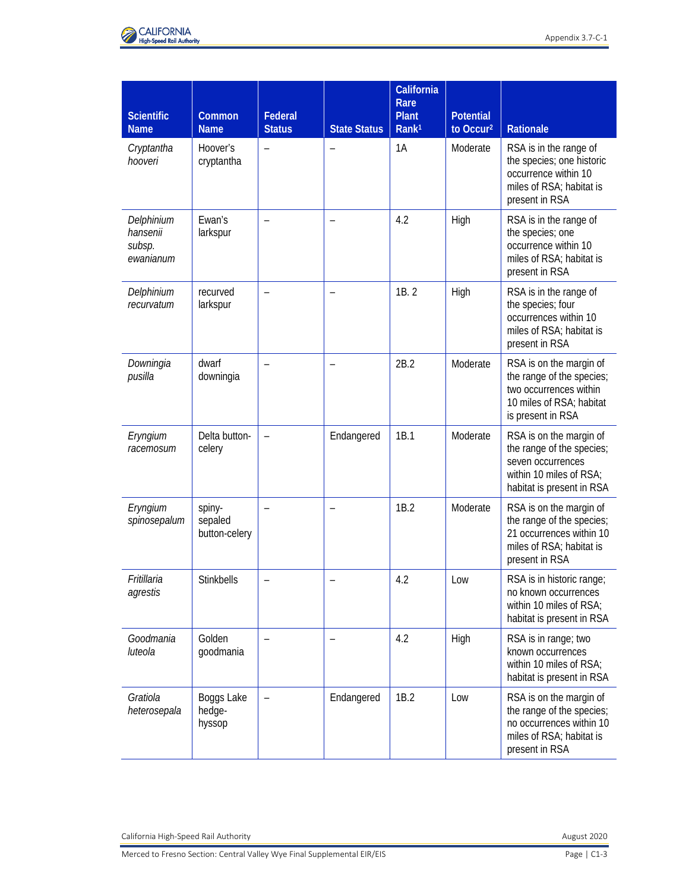| Scientific Name | Common Name | Federal Status | State Status | California Rare Plant Rank[1] | Potential to Occur[2] | Rationale |
|---|---|---|---|---|---|---|
| *Cryptantha hooveri* | Hoover's cryptantha | – | – | 1A | Moderate | RSA is in the range of the species; one historic occurrence within 10 miles of RSA; habitat is present in RSA |
| *Delphinium hansenii subsp. ewanianum* | Ewan's larkspur | – | – | 4.2 | High | RSA is in the range of the species; one occurrence within 10 miles of RSA; habitat is present in RSA |
| *Delphinium recurvatum* | recurved larkspur | – | – | 1B. 2 | High | RSA is in the range of the species; four occurrences within 10 miles of RSA; habitat is present in RSA |
| *Downingia pusilla* | dwarf downingia | – | – | 2B.2 | Moderate | RSA is on the margin of the range of the species; two occurrences within 10 miles of RSA; habitat is present in RSA |
| *Eryngium racemosum* | Delta button-celery | – | Endangered | 1B.1 | Moderate | RSA is on the margin of the range of the species; seven occurrences within 10 miles of RSA; habitat is present in RSA |
| *Eryngium spinosepalum* | spiny-sepaled button-celery | – | – | 1B.2 | Moderate | RSA is on the margin of the range of the species; 21 occurrences within 10 miles of RSA; habitat is present in RSA |
| *Fritillaria agrestis* | Stinkbells | – | – | 4.2 | Low | RSA is in historic range; no known occurrences within 10 miles of RSA; habitat is present in RSA |
| *Goodmania luteola* | Golden goodmania | – | – | 4.2 | High | RSA is in range; two known occurrences within 10 miles of RSA; habitat is present in RSA |
| *Gratiola heterosepala* | Boggs Lake hedge-hyssop | – | Endangered | 1B.2 | Low | RSA is on the margin of the range of the species; no occurrences within 10 miles of RSA; habitat is present in RSA |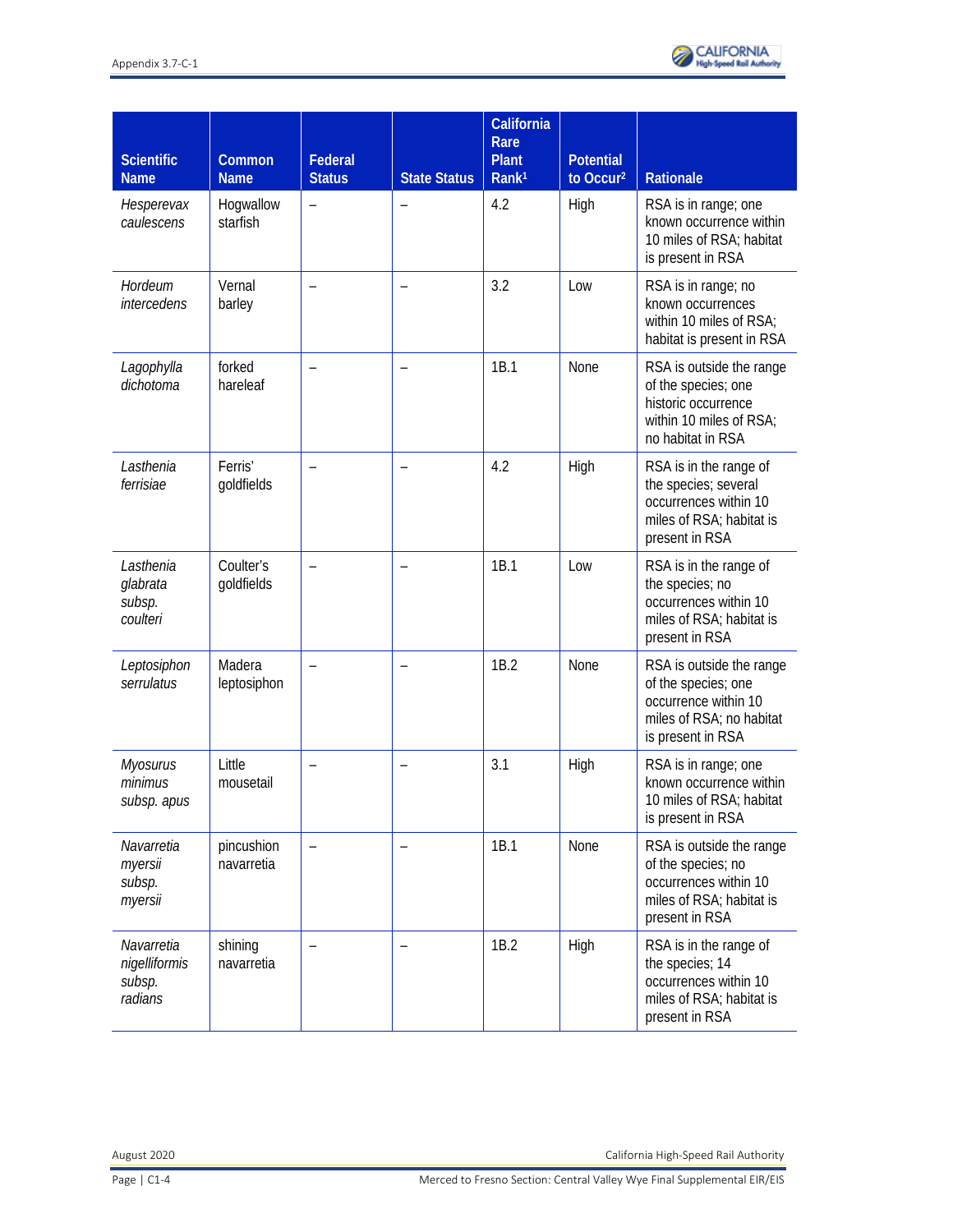| Scientific Name | Common Name | Federal Status | State Status | California Rare Plant Rank[1] | Potential to Occur[2] | Rationale |
|---|---|---|---|---|---|---|
| *Hesperevax caulescens* | Hogwallow starfish | – | – | 4.2 | High | RSA is in range; one known occurrence within 10 miles of RSA; habitat is present in RSA |
| *Hordeum intercedens* | Vernal barley | – | – | 3.2 | Low | RSA is in range; no known occurrences within 10 miles of RSA; habitat is present in RSA |
| *Lagophylla dichotoma* | forked hareleaf | – | – | 1B.1 | None | RSA is outside the range of the species; one historic occurrence within 10 miles of RSA; no habitat in RSA |
| *Lasthenia ferrisiae* | Ferris' goldfields | – | – | 4.2 | High | RSA is in the range of the species; several occurrences within 10 miles of RSA; habitat is present in RSA |
| *Lasthenia glabrata subsp. coulteri* | Coulter's goldfields | – | – | 1B.1 | Low | RSA is in the range of the species; no occurrences within 10 miles of RSA; habitat is present in RSA |
| *Leptosiphon serrulatus* | Madera leptosiphon | – | – | 1B.2 | None | RSA is outside the range of the species; one occurrence within 10 miles of RSA; no habitat is present in RSA |
| *Myosurus minimus subsp. apus* | Little mousetail | – | – | 3.1 | High | RSA is in range; one known occurrence within 10 miles of RSA; habitat is present in RSA |
| *Navarretia myersii subsp. myersii* | pincushion navarretia | – | – | 1B.1 | None | RSA is outside the range of the species; no occurrences within 10 miles of RSA; habitat is present in RSA |
| *Navarretia nigelliformis subsp. radians* | shining navarretia | – | – | 1B.2 | High | RSA is in the range of the species; 14 occurrences within 10 miles of RSA; habitat is present in RSA |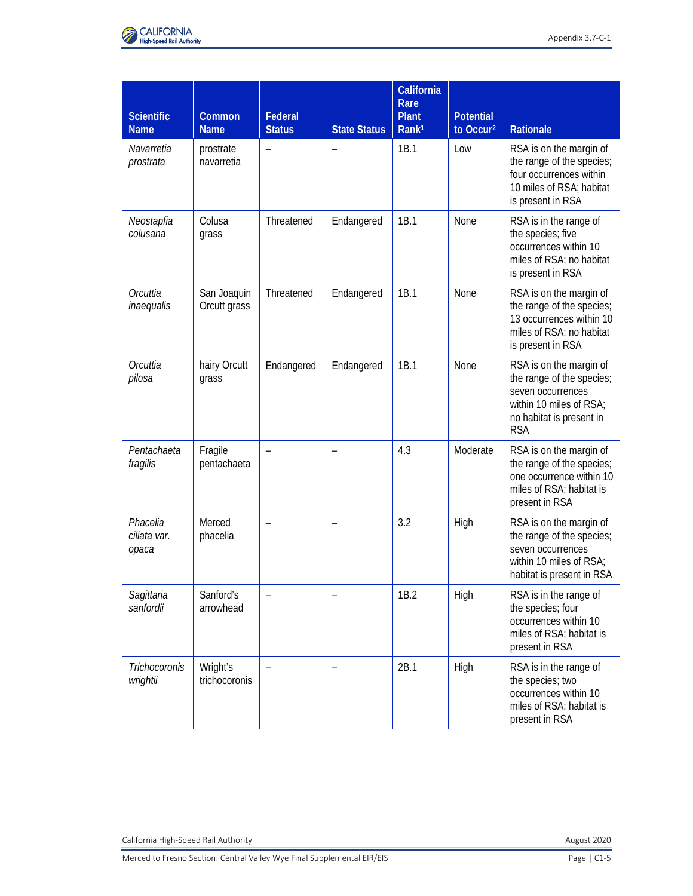| Scientific Name | Common Name | Federal Status | State Status | California Rare Plant Rank[1] | Potential to Occur[2] | Rationale |
|---|---|---|---|---|---|---|
| *Navarretia prostrata* | prostrate navarretia | – | – | 1B.1 | Low | RSA is on the margin of the range of the species; four occurrences within 10 miles of RSA; habitat is present in RSA |
| *Neostapfia colusana* | Colusa grass | Threatened | Endangered | 1B.1 | None | RSA is in the range of the species; five occurrences within 10 miles of RSA; no habitat is present in RSA |
| *Orcuttia inaequalis* | San Joaquin Orcutt grass | Threatened | Endangered | 1B.1 | None | RSA is on the margin of the range of the species; 13 occurrences within 10 miles of RSA; no habitat is present in RSA |
| *Orcuttia pilosa* | hairy Orcutt grass | Endangered | Endangered | 1B.1 | None | RSA is on the margin of the range of the species; seven occurrences within 10 miles of RSA; no habitat is present in RSA |
| *Pentachaeta fragilis* | Fragile pentachaeta | – | – | 4.3 | Moderate | RSA is on the margin of the range of the species; one occurrence within 10 miles of RSA; habitat is present in RSA |
| *Phacelia ciliata var. opaca* | Merced phacelia | – | – | 3.2 | High | RSA is on the margin of the range of the species; seven occurrences within 10 miles of RSA; habitat is present in RSA |
| *Sagittaria sanfordii* | Sanford's arrowhead | – | – | 1B.2 | High | RSA is in the range of the species; four occurrences within 10 miles of RSA; habitat is present in RSA |
| *Trichocoronis wrightii* | Wright's trichocoronis | – | – | 2B.1 | High | RSA is in the range of the species; two occurrences within 10 miles of RSA; habitat is present in RSA |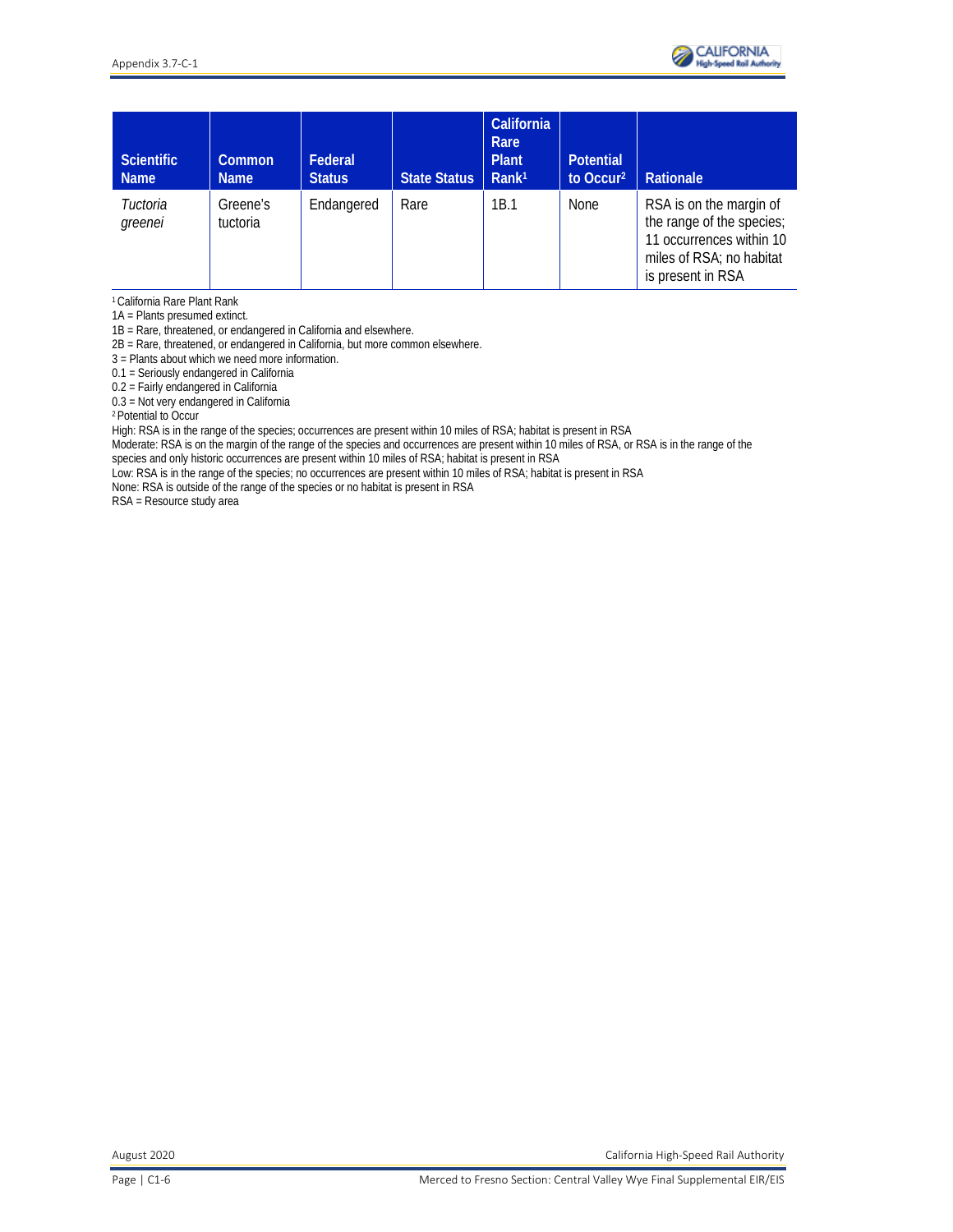| Scientific Name | Common Name | Federal Status | State Status | California Rare Plant Rank[1] | Potential to Occur[2] | Rationale |
|---|---|---|---|---|---|---|
| *Tuctoria greenei* | Greene's tuctoria | Endangered | Rare | 1B.1 | None | RSA is on the margin of the range of the species; 11 occurrences within 10 miles of RSA; no habitat is present in RSA |

[1] California Rare Plant Rank

1A = Plants presumed extinct.

1B = Rare, threatened, or endangered in California and elsewhere.

2B = Rare, threatened, or endangered in California, but more common elsewhere.

3 = Plants about which we need more information.

0.1 = Seriously endangered in California

0.2 = Fairly endangered in California

0.3 = Not very endangered in California

[2] Potential to Occur

High: RSA is in the range of the species; occurrences are present within 10 miles of RSA; habitat is present in RSA

Moderate: RSA is on the margin of the range of the species and occurrences are present within 10 miles of RSA, or RSA is in the range of the species and only historic occurrences are present within 10 miles of RSA; habitat is present in RSA

Low: RSA is in the range of the species; no occurrences are present within 10 miles of RSA; habitat is present in RSA

None: RSA is outside of the range of the species or no habitat is present in RSA

RSA = Resource study area